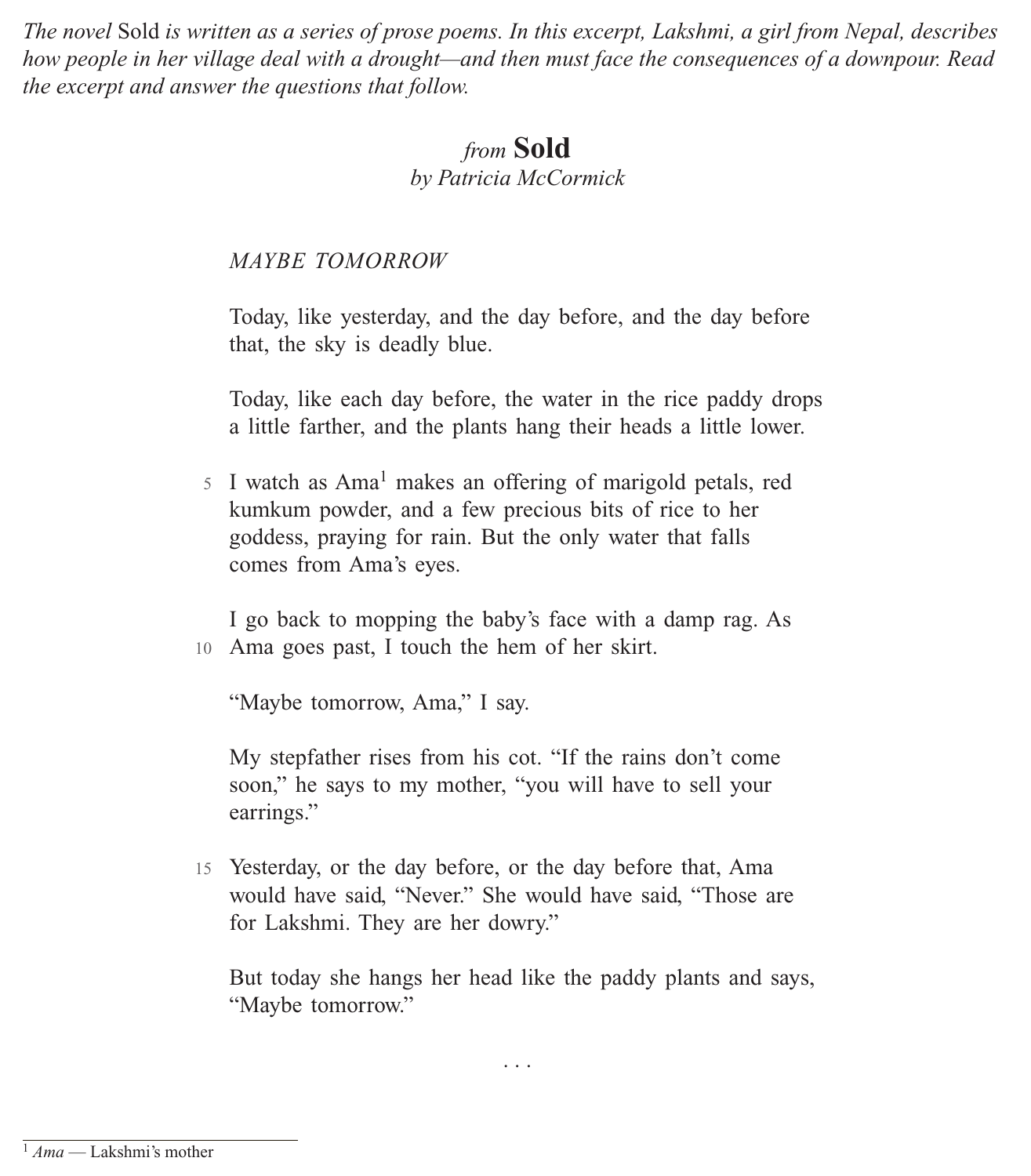*The novel* Sold *is written as a series of prose poems. In this excerpt, Lakshmi, a girl from Nepal, describes how people in her village deal with a drought—and then must face the consequences of a downpour. Read the excerpt and answer the questions that follow.*

## *from* **Sold**

*by Patricia McCormick*

*MAYBE TOMORROW*

Today, like yesterday, and the day before, and the day before that, the sky is deadly blue.

Today, like each day before, the water in the rice paddy drops a little farther, and the plants hang their heads a little lower.

5 I watch as Ama[1] makes an offering of marigold petals, red kumkum powder, and a few precious bits of rice to her goddess, praying for rain. But the only water that falls comes from Ama's eyes.

I go back to mopping the baby's face with a damp rag. As 10 Ama goes past, I touch the hem of her skirt.

"Maybe tomorrow, Ama," I say.

My stepfather rises from his cot. "If the rains don't come soon," he says to my mother, "you will have to sell your earrings."

15 Yesterday, or the day before, or the day before that, Ama would have said, "Never." She would have said, "Those are for Lakshmi. They are her dowry."

But today she hangs her head like the paddy plants and says, "Maybe tomorrow."

. . .

[1] *Ama* — Lakshmi's mother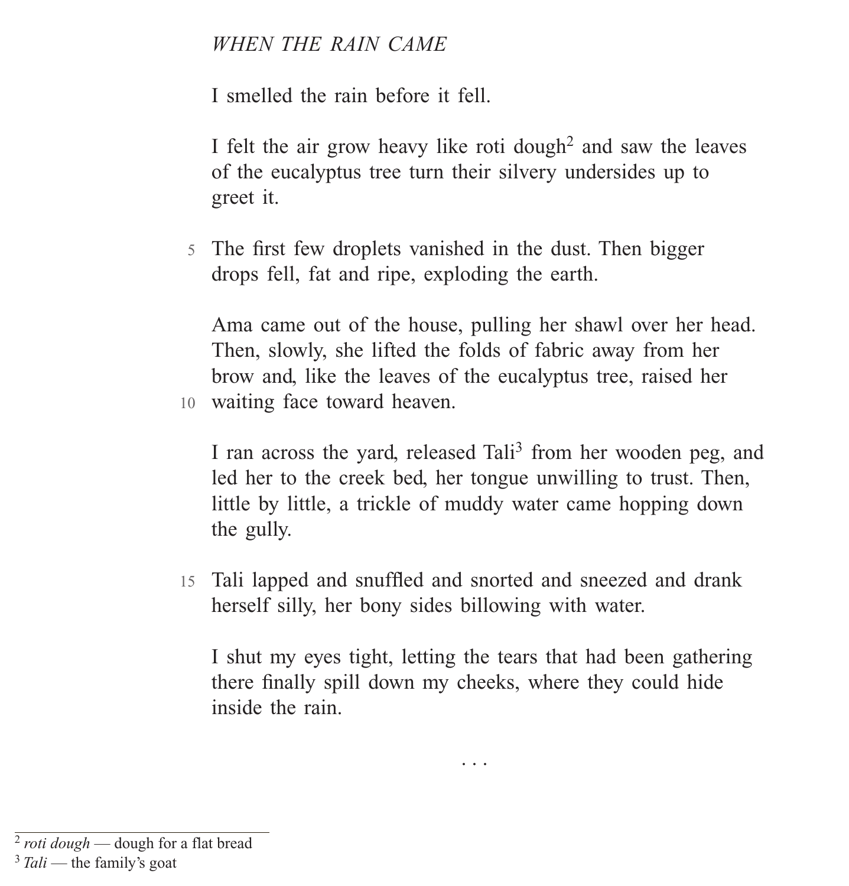*WHEN THE RAIN CAME*

I smelled the rain before it fell.

I felt the air grow heavy like roti dough[2] and saw the leaves of the eucalyptus tree turn their silvery undersides up to greet it.

The first few droplets vanished in the dust. Then bigger drops fell, fat and ripe, exploding the earth.

Ama came out of the house, pulling her shawl over her head. Then, slowly, she lifted the folds of fabric away from her brow and, like the leaves of the eucalyptus tree, raised her waiting face toward heaven.

I ran across the yard, released Tali[3] from her wooden peg, and led her to the creek bed, her tongue unwilling to trust. Then, little by little, a trickle of muddy water came hopping down the gully.

Tali lapped and snuffled and snorted and sneezed and drank herself silly, her bony sides billowing with water.

I shut my eyes tight, letting the tears that had been gathering there finally spill down my cheeks, where they could hide inside the rain.

. . .

---

[2] *roti dough* — dough for a flat bread

[3] *Tali* — the family's goat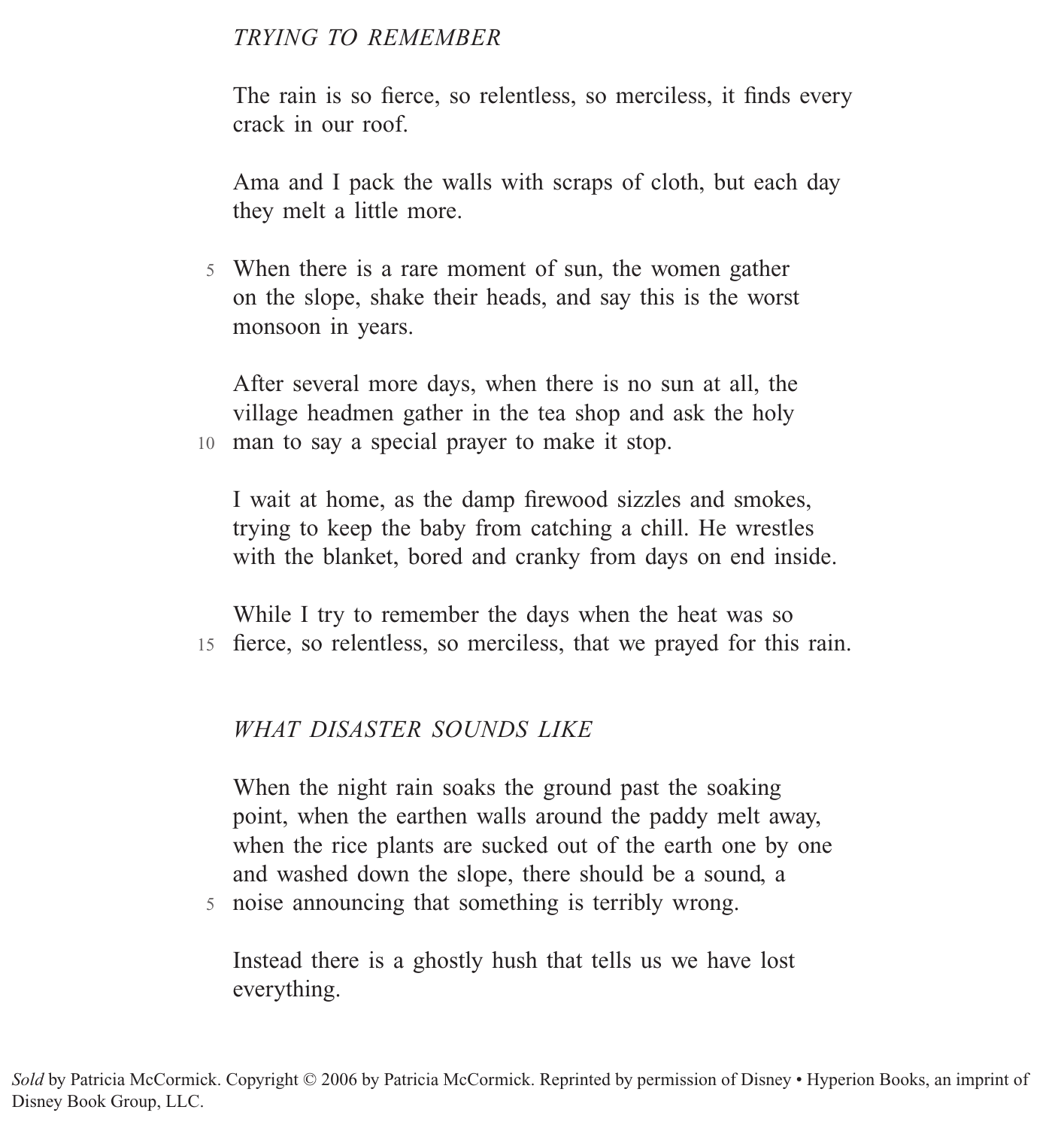*TRYING TO REMEMBER*

The rain is so fierce, so relentless, so merciless, it finds every crack in our roof.

Ama and I pack the walls with scraps of cloth, but each day they melt a little more.

5 When there is a rare moment of sun, the women gather on the slope, shake their heads, and say this is the worst monsoon in years.

After several more days, when there is no sun at all, the village headmen gather in the tea shop and ask the holy
10 man to say a special prayer to make it stop.

I wait at home, as the damp firewood sizzles and smokes, trying to keep the baby from catching a chill. He wrestles with the blanket, bored and cranky from days on end inside.

While I try to remember the days when the heat was so
15 fierce, so relentless, so merciless, that we prayed for this rain.

*WHAT DISASTER SOUNDS LIKE*

When the night rain soaks the ground past the soaking point, when the earthen walls around the paddy melt away, when the rice plants are sucked out of the earth one by one and washed down the slope, there should be a sound, a
5 noise announcing that something is terribly wrong.

Instead there is a ghostly hush that tells us we have lost everything.

*Sold* by Patricia McCormick. Copyright © 2006 by Patricia McCormick. Reprinted by permission of Disney • Hyperion Books, an imprint of Disney Book Group, LLC.